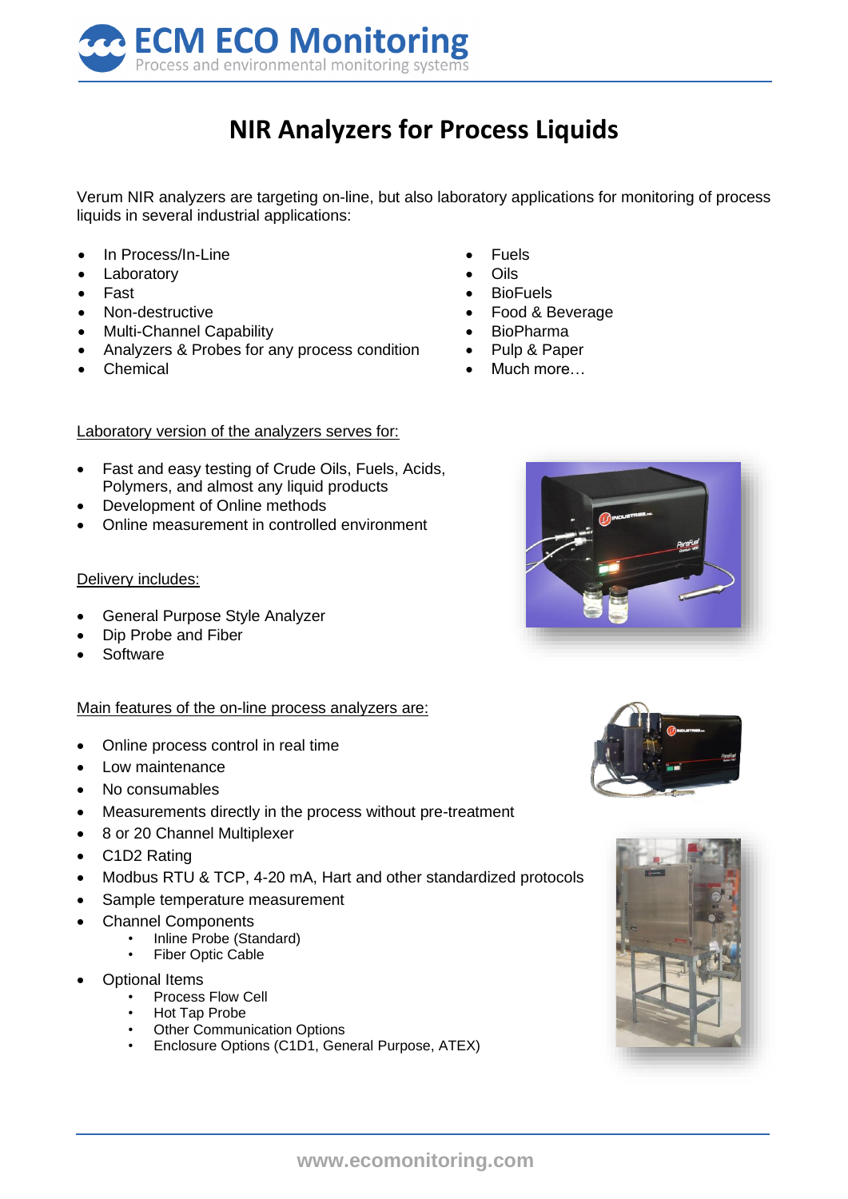# NIR Analyzers for Process Liquids

Verum NIR analyzers are targeting on-line, but also laboratory applications for monitoring of process liquids in several industrial applications:

- In Process/In-Line
- Laboratory
- Fast
- Non-destructive
- Multi-Channel Capability
- Analyzers & Probes for any process condition
- Chemical
- Fuels
- Oils
- BioFuels
- Food & Beverage
- BioPharma
- Pulp & Paper
- Much more…

<u>Laboratory version of the analyzers serves for:</u>

- Fast and easy testing of Crude Oils, Fuels, Acids, Polymers, and almost any liquid products
- Development of Online methods
- Online measurement in controlled environment

<u>Delivery includes:</u>

- General Purpose Style Analyzer
- Dip Probe and Fiber
- Software

<u>Main features of the on-line process analyzers are:</u>

- Online process control in real time
- Low maintenance
- No consumables
- Measurements directly in the process without pre-treatment
- 8 or 20 Channel Multiplexer
- C1D2 Rating
- Modbus RTU & TCP, 4-20 mA, Hart and other standardized protocols
- Sample temperature measurement
- Channel Components
  - Inline Probe (Standard)
  - Fiber Optic Cable
- Optional Items
  - Process Flow Cell
  - Hot Tap Probe
  - Other Communication Options
  - Enclosure Options (C1D1, General Purpose, ATEX)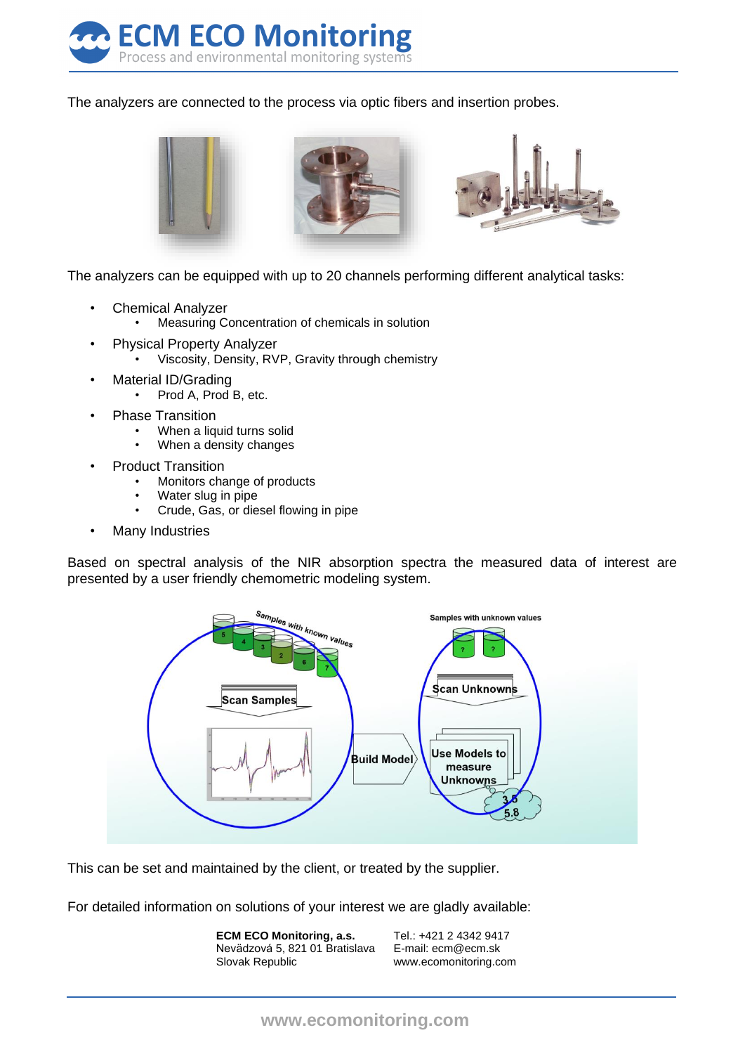The analyzers are connected to the process via optic fibers and insertion probes.

The analyzers can be equipped with up to 20 channels performing different analytical tasks:

- Chemical Analyzer
  - Measuring Concentration of chemicals in solution
- Physical Property Analyzer
  - Viscosity, Density, RVP, Gravity through chemistry
- Material ID/Grading
  - Prod A, Prod B, etc.
- Phase Transition
  - When a liquid turns solid
  - When a density changes
- Product Transition
  - Monitors change of products
  - Water slug in pipe
  - Crude, Gas, or diesel flowing in pipe
- Many Industries

Based on spectral analysis of the NIR absorption spectra the measured data of interest are presented by a user friendly chemometric modeling system.

Samples with known values

Scan Samples

Build Model

Samples with unknown values

Scan Unknowns

Use Models to measure Unknowns

3.5

5.8

This can be set and maintained by the client, or treated by the supplier.

For detailed information on solutions of your interest we are gladly available:

**ECM ECO Monitoring, a.s.**
Nevädzová 5, 821 01 Bratislava
Slovak Republic

Tel.: +421 2 4342 9417
E-mail: ecm@ecm.sk
www.ecomonitoring.com